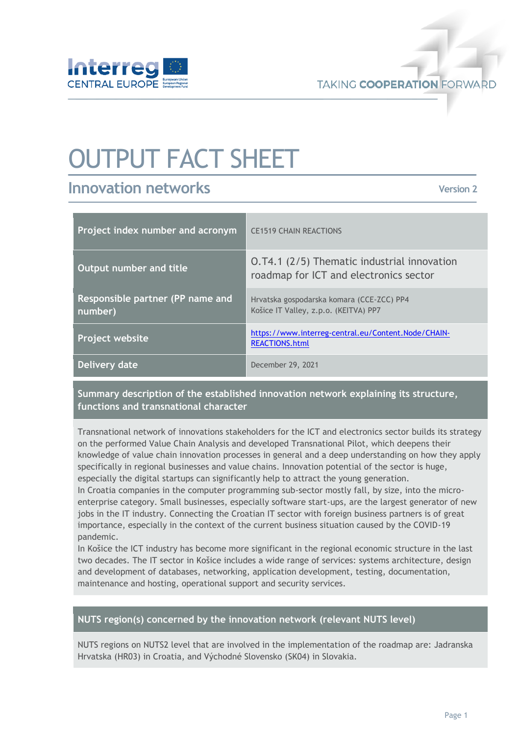# OUTPUT FACT SHEET

## Innovation networks

Version 2

| Project index number and acronym | CE1519 CHAIN REACTIONS |
|---|---|
| Output number and title | O.T4.1 (2/5) Thematic industrial innovation roadmap for ICT and electronics sector |
| Responsible partner (PP name and number) | Hrvatska gospodarska komara (CCE-ZCC) PP4<br>Košice IT Valley, z.p.o. (KEITVA) PP7 |
| Project website | https://www.interreg-central.eu/Content.Node/CHAIN-REACTIONS.html |
| Delivery date | December 29, 2021 |

### Summary description of the established innovation network explaining its structure, functions and transnational character

Transnational network of innovations stakeholders for the ICT and electronics sector builds its strategy on the performed Value Chain Analysis and developed Transnational Pilot, which deepens their knowledge of value chain innovation processes in general and a deep understanding on how they apply specifically in regional businesses and value chains. Innovation potential of the sector is huge, especially the digital startups can significantly help to attract the young generation.

In Croatia companies in the computer programming sub-sector mostly fall, by size, into the micro-enterprise category. Small businesses, especially software start-ups, are the largest generator of new jobs in the IT industry. Connecting the Croatian IT sector with foreign business partners is of great importance, especially in the context of the current business situation caused by the COVID-19 pandemic.

In Košice the ICT industry has become more significant in the regional economic structure in the last two decades. The IT sector in Košice includes a wide range of services: systems architecture, design and development of databases, networking, application development, testing, documentation, maintenance and hosting, operational support and security services.

### NUTS region(s) concerned by the innovation network (relevant NUTS level)

NUTS regions on NUTS2 level that are involved in the implementation of the roadmap are: Jadranska Hrvatska (HR03) in Croatia, and Východné Slovensko (SK04) in Slovakia.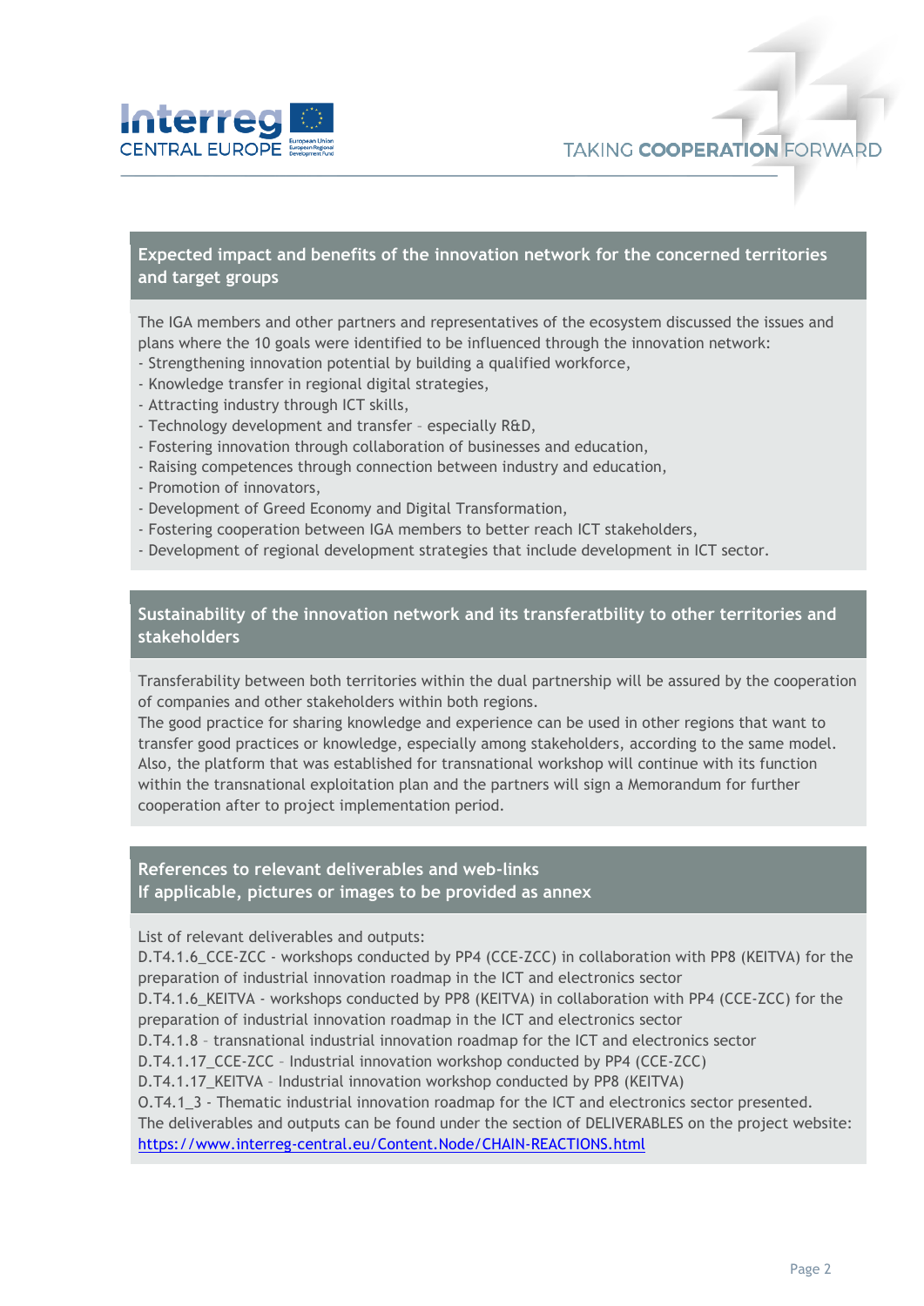## Expected impact and benefits of the innovation network for the concerned territories and target groups

The IGA members and other partners and representatives of the ecosystem discussed the issues and plans where the 10 goals were identified to be influenced through the innovation network:
- Strengthening innovation potential by building a qualified workforce,
- Knowledge transfer in regional digital strategies,
- Attracting industry through ICT skills,
- Technology development and transfer – especially R&D,
- Fostering innovation through collaboration of businesses and education,
- Raising competences through connection between industry and education,
- Promotion of innovators,
- Development of Greed Economy and Digital Transformation,
- Fostering cooperation between IGA members to better reach ICT stakeholders,
- Development of regional development strategies that include development in ICT sector.

## Sustainability of the innovation network and its transferatbility to other territories and stakeholders

Transferability between both territories within the dual partnership will be assured by the cooperation of companies and other stakeholders within both regions.
The good practice for sharing knowledge and experience can be used in other regions that want to transfer good practices or knowledge, especially among stakeholders, according to the same model.
Also, the platform that was established for transnational workshop will continue with its function within the transnational exploitation plan and the partners will sign a Memorandum for further cooperation after to project implementation period.

## References to relevant deliverables and web-links
## If applicable, pictures or images to be provided as annex

List of relevant deliverables and outputs:
D.T4.1.6_CCE-ZCC - workshops conducted by PP4 (CCE-ZCC) in collaboration with PP8 (KEITVA) for the preparation of industrial innovation roadmap in the ICT and electronics sector
D.T4.1.6_KEITVA - workshops conducted by PP8 (KEITVA) in collaboration with PP4 (CCE-ZCC) for the preparation of industrial innovation roadmap in the ICT and electronics sector
D.T4.1.8 – transnational industrial innovation roadmap for the ICT and electronics sector
D.T4.1.17_CCE-ZCC – Industrial innovation workshop conducted by PP4 (CCE-ZCC)
D.T4.1.17_KEITVA – Industrial innovation workshop conducted by PP8 (KEITVA)
O.T4.1_3 - Thematic industrial innovation roadmap for the ICT and electronics sector presented.
The deliverables and outputs can be found under the section of DELIVERABLES on the project website:
https://www.interreg-central.eu/Content.Node/CHAIN-REACTIONS.html